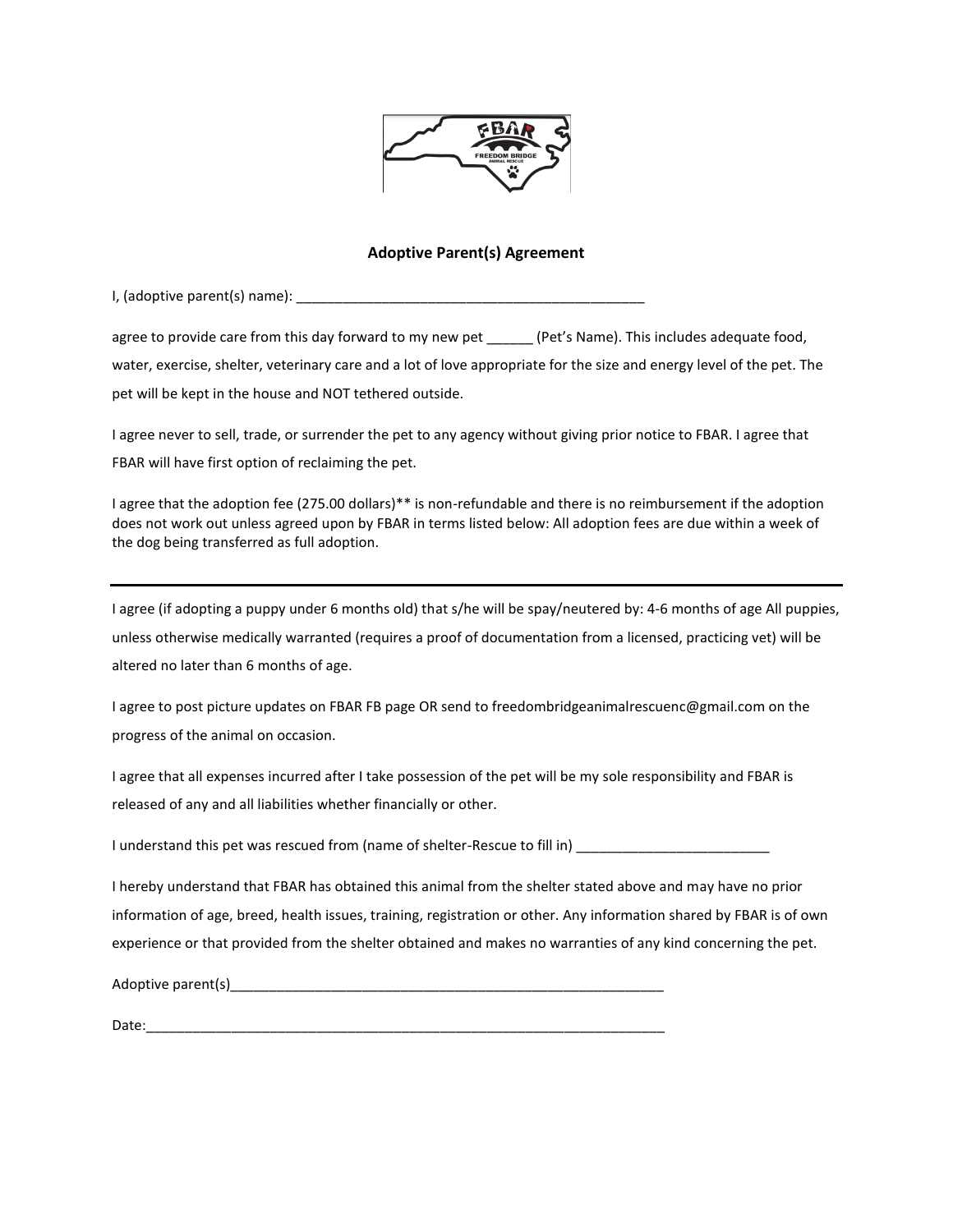## Adoptive Parent(s) Agreement

I, (adoptive parent(s) name): ______________________________________________

agree to provide care from this day forward to my new pet ______ (Pet's Name). This includes adequate food, water, exercise, shelter, veterinary care and a lot of love appropriate for the size and energy level of the pet. The pet will be kept in the house and NOT tethered outside.

I agree never to sell, trade, or surrender the pet to any agency without giving prior notice to FBAR. I agree that FBAR will have first option of reclaiming the pet.

I agree that the adoption fee (275.00 dollars)** is non-refundable and there is no reimbursement if the adoption does not work out unless agreed upon by FBAR in terms listed below: All adoption fees are due within a week of the dog being transferred as full adoption.

---

I agree (if adopting a puppy under 6 months old) that s/he will be spay/neutered by: 4-6 months of age All puppies, unless otherwise medically warranted (requires a proof of documentation from a licensed, practicing vet) will be altered no later than 6 months of age.

I agree to post picture updates on FBAR FB page OR send to freedombridgeanimalrescuenc@gmail.com on the progress of the animal on occasion.

I agree that all expenses incurred after I take possession of the pet will be my sole responsibility and FBAR is released of any and all liabilities whether financially or other.

I understand this pet was rescued from (name of shelter-Rescue to fill in) _________________________

I hereby understand that FBAR has obtained this animal from the shelter stated above and may have no prior information of age, breed, health issues, training, registration or other. Any information shared by FBAR is of own experience or that provided from the shelter obtained and makes no warranties of any kind concerning the pet.

Adoptive parent(s)__________________________________________________________

Date:______________________________________________________________________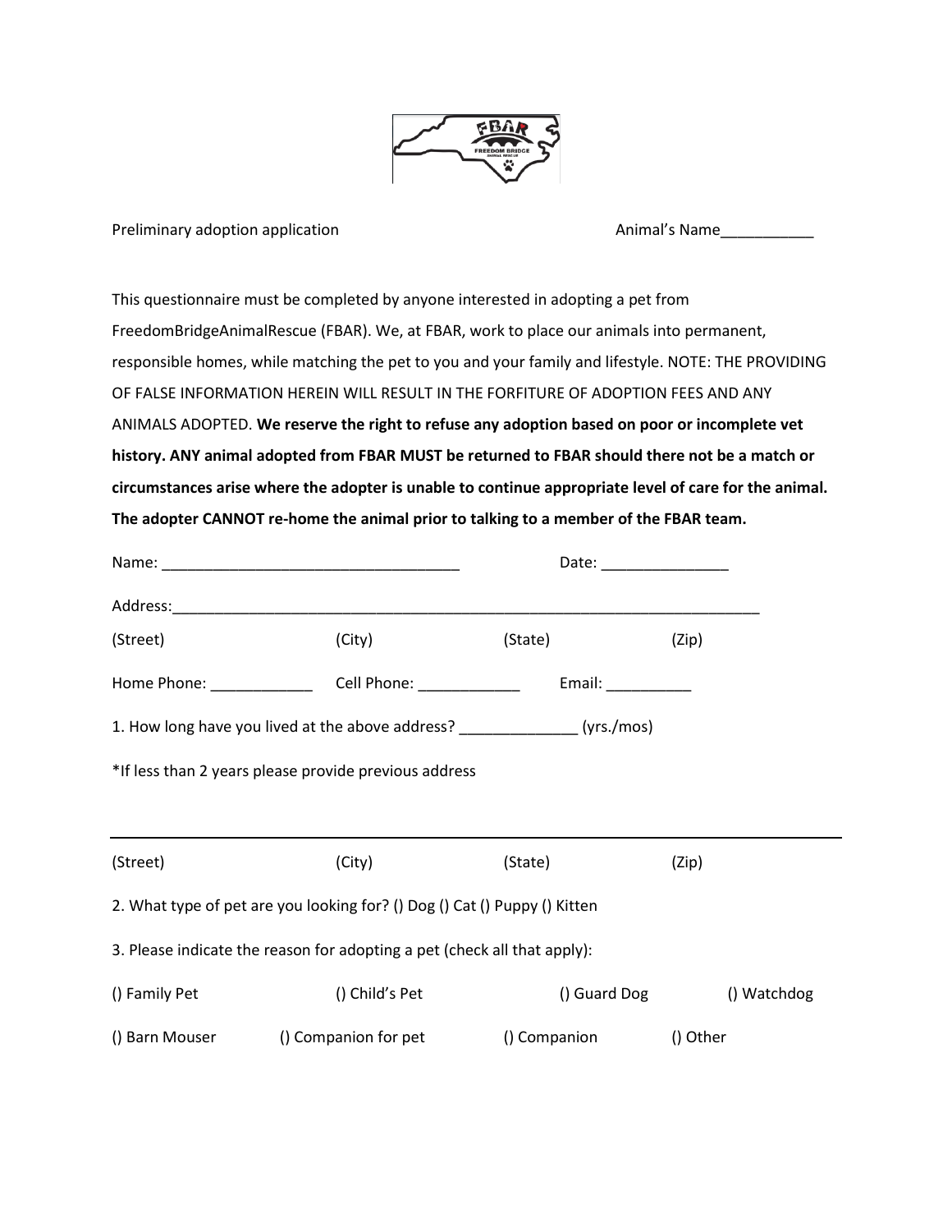Preliminary adoption application Animal's Name___________

This questionnaire must be completed by anyone interested in adopting a pet from FreedomBridgeAnimalRescue (FBAR). We, at FBAR, work to place our animals into permanent, responsible homes, while matching the pet to you and your family and lifestyle. NOTE: THE PROVIDING OF FALSE INFORMATION HEREIN WILL RESULT IN THE FORFITURE OF ADOPTION FEES AND ANY ANIMALS ADOPTED. **We reserve the right to refuse any adoption based on poor or incomplete vet history. ANY animal adopted from FBAR MUST be returned to FBAR should there not be a match or circumstances arise where the adopter is unable to continue appropriate level of care for the animal. The adopter CANNOT re-home the animal prior to talking to a member of the FBAR team.**

Name: ___________________________________ Date: _______________

Address:__________________________________________________________________________

(Street) (City) (State) (Zip)

Home Phone: ____________ Cell Phone: ____________ Email: __________

1. How long have you lived at the above address? ______________ (yrs./mos)

*If less than 2 years please provide previous address

______________________________________________________________________________

(Street) (City) (State) (Zip)

2. What type of pet are you looking for? () Dog () Cat () Puppy () Kitten

3. Please indicate the reason for adopting a pet (check all that apply):

() Family Pet () Child's Pet () Guard Dog () Watchdog

() Barn Mouser () Companion for pet () Companion () Other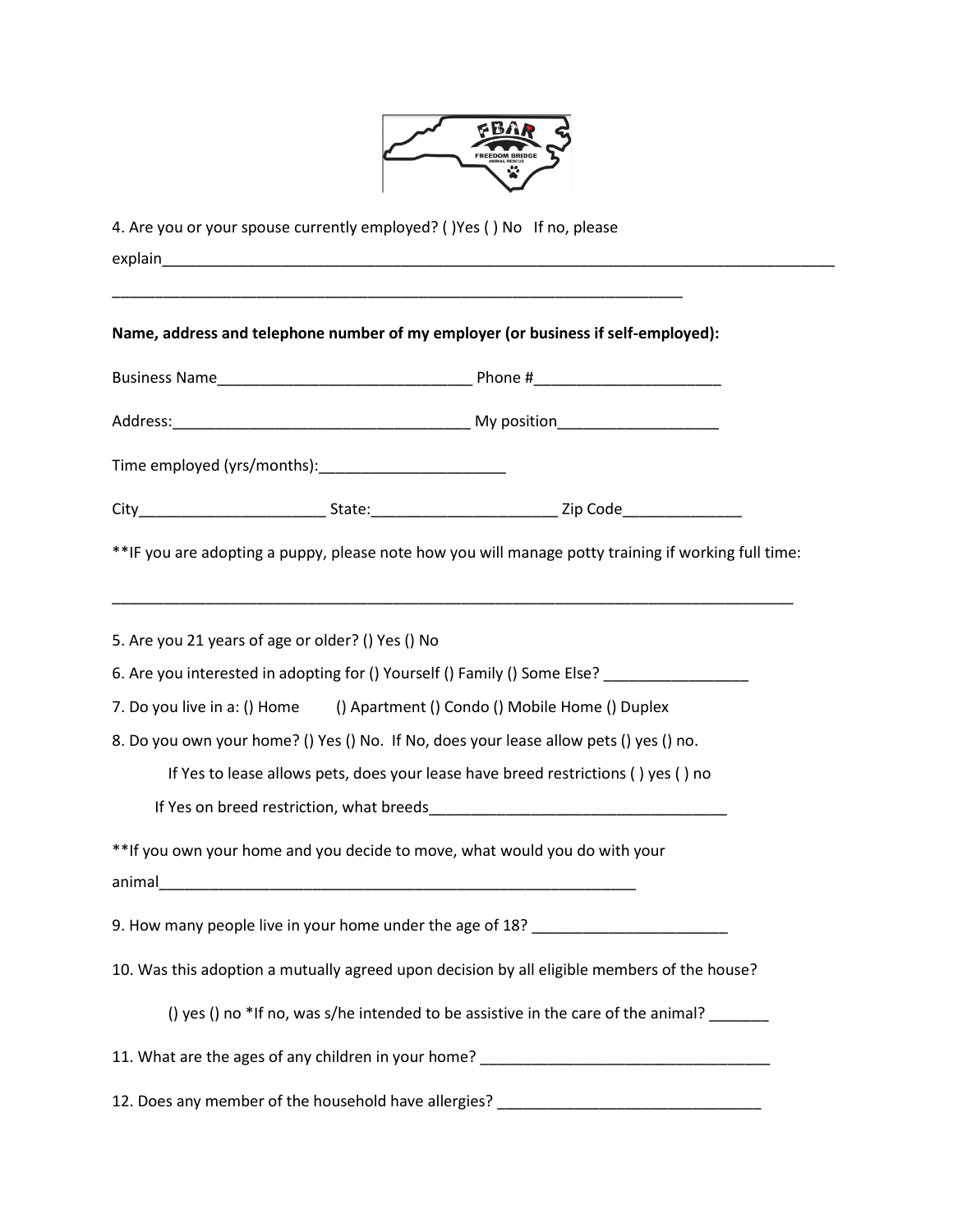4. Are you or your spouse currently employed? ( )Yes ( ) No   If no, please explain_______________________________________________________________________________

______________________________________________________________________

**Name, address and telephone number of my employer (or business if self-employed):**

Business Name______________________________ Phone #_____________________

Address:___________________________________ My position__________________

Time employed (yrs/months):_____________________

City_____________________ State:_____________________ Zip Code_____________

**IF you are adopting a puppy, please note how you will manage potty training if working full time:

_________________________________________________________________________________

5. Are you 21 years of age or older? () Yes () No

6. Are you interested in adopting for () Yourself () Family () Some Else? ________________

7. Do you live in a: () Home () Apartment () Condo () Mobile Home () Duplex

8. Do you own your home? () Yes () No. If No, does your lease allow pets () yes () no.

If Yes to lease allows pets, does your lease have breed restrictions ( ) yes ( ) no

If Yes on breed restriction, what breeds___________________________________

**If you own your home and you decide to move, what would you do with your animal__________________________________________________________

9. How many people live in your home under the age of 18? ______________________

10. Was this adoption a mutually agreed upon decision by all eligible members of the house?

() yes () no *If no, was s/he intended to be assistive in the care of the animal? _______

11. What are the ages of any children in your home? _________________________________

12. Does any member of the household have allergies? ______________________________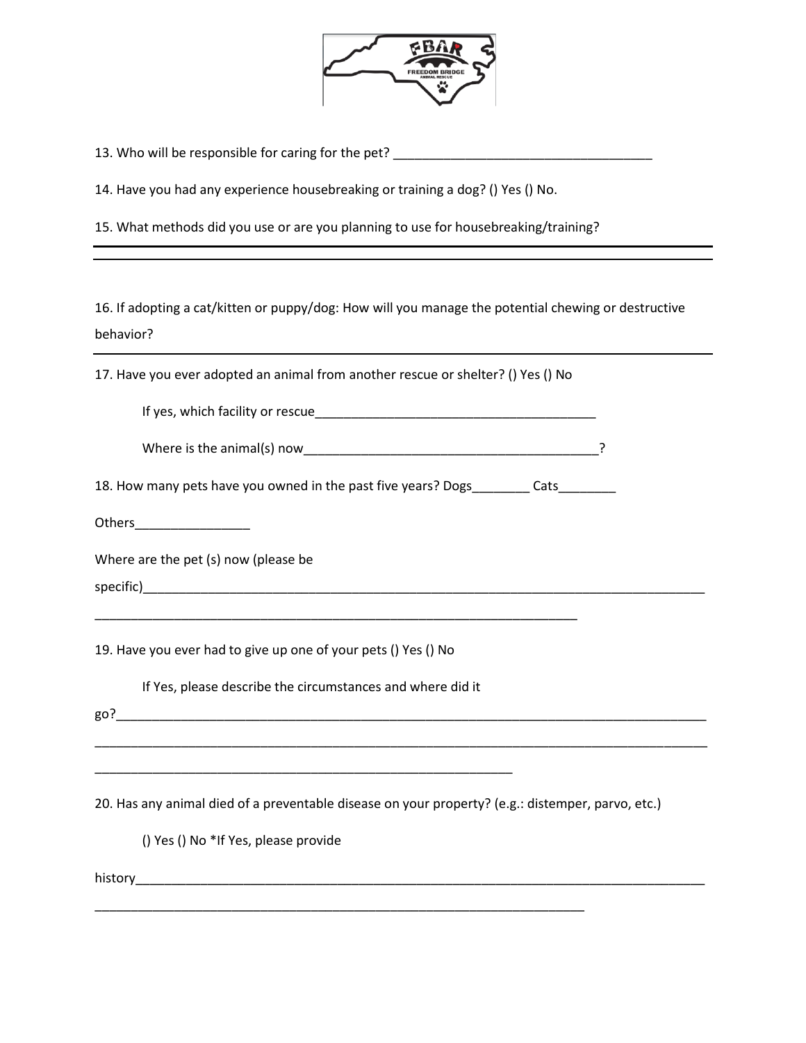13. Who will be responsible for caring for the pet? ____________________________________

14. Have you had any experience housebreaking or training a dog? () Yes () No.

15. What methods did you use or are you planning to use for housebreaking/training?

---

---

16. If adopting a cat/kitten or puppy/dog: How will you manage the potential chewing or destructive behavior?

---

17. Have you ever adopted an animal from another rescue or shelter? () Yes () No

If yes, which facility or rescue_______________________________________

Where is the animal(s) now_________________________________________?

18. How many pets have you owned in the past five years? Dogs________ Cats________

Others________________

Where are the pet (s) now (please be specific)_________________________________________________________________________________

_____________________________________________________________________

19. Have you ever had to give up one of your pets () Yes () No

If Yes, please describe the circumstances and where did it go?_________________________________________________________________________________

_________________________________________________________________________________________

___________________________________________________________

20. Has any animal died of a preventable disease on your property? (e.g.: distemper, parvo, etc.)

() Yes () No *If Yes, please provide history_________________________________________________________________________________

______________________________________________________________________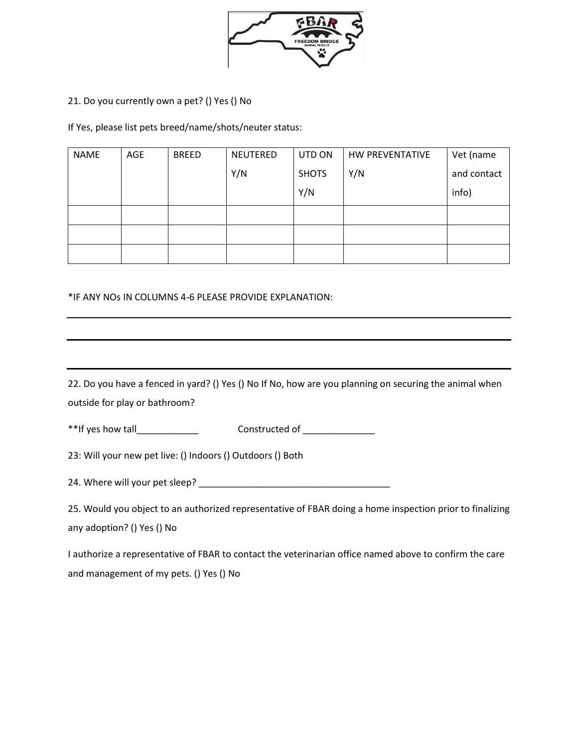21. Do you currently own a pet? () Yes () No

If Yes, please list pets breed/name/shots/neuter status:

| NAME | AGE | BREED | NEUTERED Y/N | UTD ON SHOTS Y/N | HW PREVENTATIVE Y/N | Vet (name and contact info) |
|---|---|---|---|---|---|---|
| | | | | | | |
| | | | | | | |
| | | | | | | |

*IF ANY NOs IN COLUMNS 4-6 PLEASE PROVIDE EXPLANATION:

---

---

---

22. Do you have a fenced in yard? () Yes () No If No, how are you planning on securing the animal when outside for play or bathroom?

**If yes how tall____________ Constructed of ______________

23: Will your new pet live: () Indoors () Outdoors () Both

24. Where will your pet sleep? ______________________________________

25. Would you object to an authorized representative of FBAR doing a home inspection prior to finalizing any adoption? () Yes () No

I authorize a representative of FBAR to contact the veterinarian office named above to confirm the care and management of my pets. () Yes () No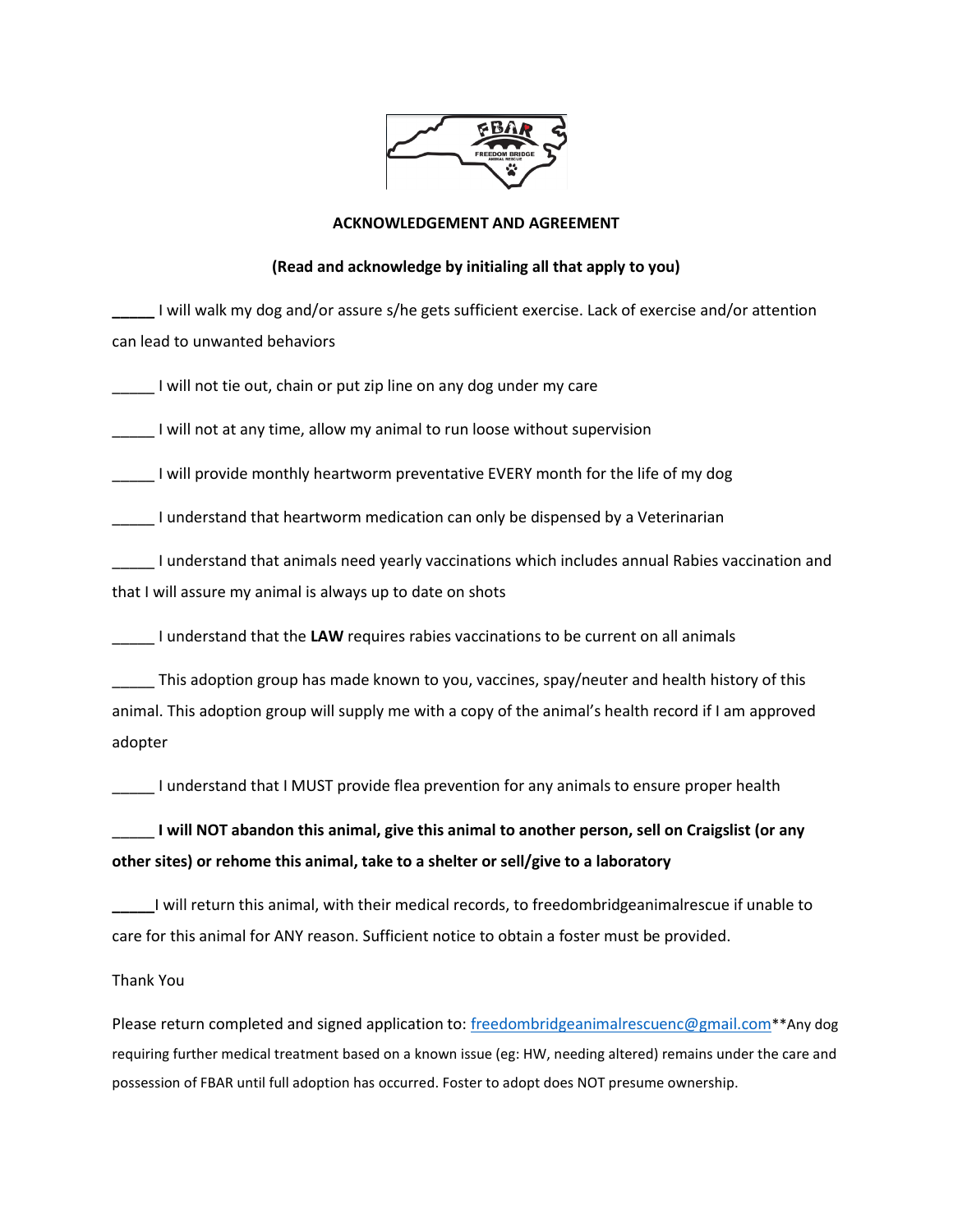**ACKNOWLEDGEMENT AND AGREEMENT**

**(Read and acknowledge by initialing all that apply to you)**

_____ I will walk my dog and/or assure s/he gets sufficient exercise. Lack of exercise and/or attention can lead to unwanted behaviors

_____ I will not tie out, chain or put zip line on any dog under my care

_____ I will not at any time, allow my animal to run loose without supervision

_____ I will provide monthly heartworm preventative EVERY month for the life of my dog

_____ I understand that heartworm medication can only be dispensed by a Veterinarian

_____ I understand that animals need yearly vaccinations which includes annual Rabies vaccination and that I will assure my animal is always up to date on shots

_____ I understand that the **LAW** requires rabies vaccinations to be current on all animals

_____ This adoption group has made known to you, vaccines, spay/neuter and health history of this animal. This adoption group will supply me with a copy of the animal's health record if I am approved adopter

_____ I understand that I MUST provide flea prevention for any animals to ensure proper health

_____ **I will NOT abandon this animal, give this animal to another person, sell on Craigslist (or any other sites) or rehome this animal, take to a shelter or sell/give to a laboratory**

_____I will return this animal, with their medical records, to freedombridgeanimalrescue if unable to care for this animal for ANY reason. Sufficient notice to obtain a foster must be provided.

Thank You

Please return completed and signed application to: freedombridgeanimalrescuenc@gmail.com**Any dog requiring further medical treatment based on a known issue (eg: HW, needing altered) remains under the care and possession of FBAR until full adoption has occurred. Foster to adopt does NOT presume ownership.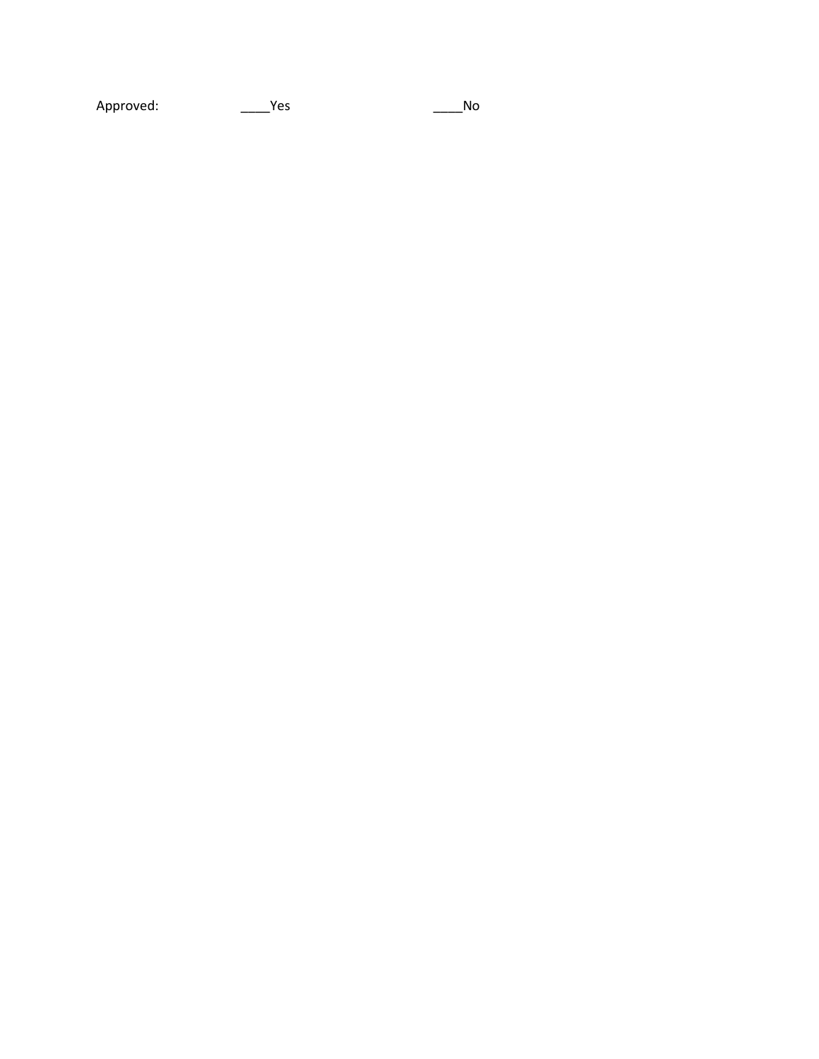Approved: ____Yes ____No